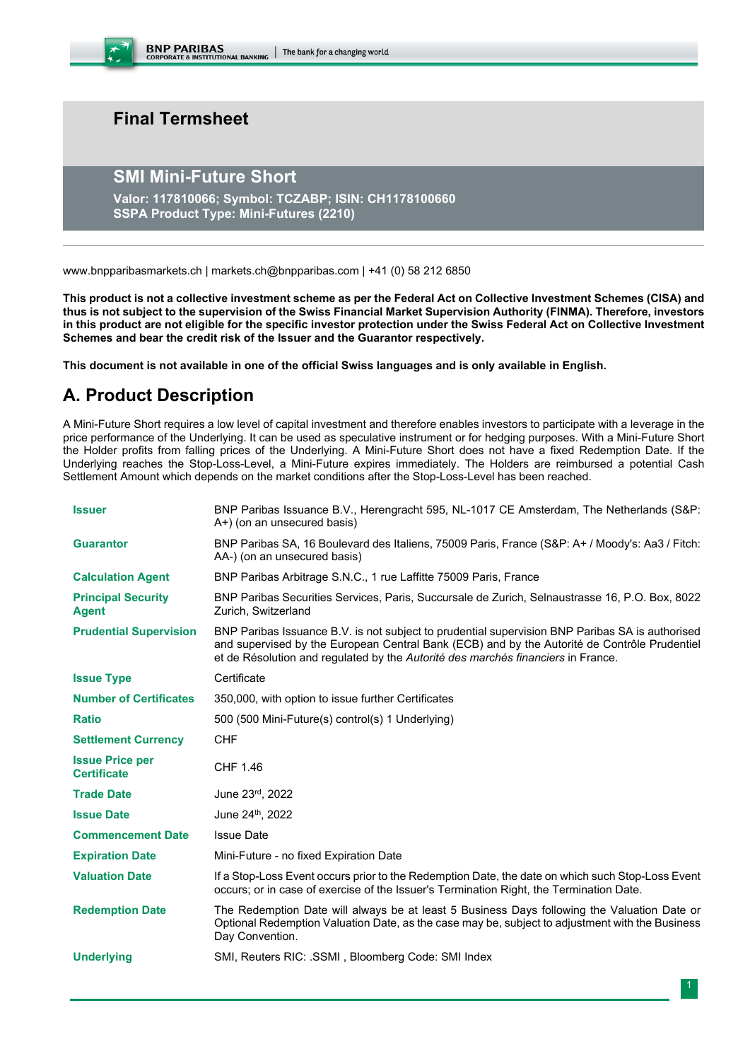# Final Termsheet

## SMI Mini-Future Short

**Valor: 117810066; Symbol: TCZABP; ISIN: CH1178100660**
**SSPA Product Type: Mini-Futures (2210)**

www.bnpparibasmarkets.ch | markets.ch@bnpparibas.com | +41 (0) 58 212 6850

**This product is not a collective investment scheme as per the Federal Act on Collective Investment Schemes (CISA) and thus is not subject to the supervision of the Swiss Financial Market Supervision Authority (FINMA). Therefore, investors in this product are not eligible for the specific investor protection under the Swiss Federal Act on Collective Investment Schemes and bear the credit risk of the Issuer and the Guarantor respectively.**

**This document is not available in one of the official Swiss languages and is only available in English.**

## A. Product Description

A Mini-Future Short requires a low level of capital investment and therefore enables investors to participate with a leverage in the price performance of the Underlying. It can be used as speculative instrument or for hedging purposes. With a Mini-Future Short the Holder profits from falling prices of the Underlying. A Mini-Future Short does not have a fixed Redemption Date. If the Underlying reaches the Stop-Loss-Level, a Mini-Future expires immediately. The Holders are reimbursed a potential Cash Settlement Amount which depends on the market conditions after the Stop-Loss-Level has been reached.

| | |
|---|---|
| **Issuer** | BNP Paribas Issuance B.V., Herengracht 595, NL-1017 CE Amsterdam, The Netherlands (S&P: A+) (on an unsecured basis) |
| **Guarantor** | BNP Paribas SA, 16 Boulevard des Italiens, 75009 Paris, France (S&P: A+ / Moody's: Aa3 / Fitch: AA-) (on an unsecured basis) |
| **Calculation Agent** | BNP Paribas Arbitrage S.N.C., 1 rue Laffitte 75009 Paris, France |
| **Principal Security Agent** | BNP Paribas Securities Services, Paris, Succursale de Zurich, Selnaustrasse 16, P.O. Box, 8022 Zurich, Switzerland |
| **Prudential Supervision** | BNP Paribas Issuance B.V. is not subject to prudential supervision BNP Paribas SA is authorised and supervised by the European Central Bank (ECB) and by the Autorité de Contrôle Prudentiel et de Résolution and regulated by the *Autorité des marchés financiers* in France. |
| **Issue Type** | Certificate |
| **Number of Certificates** | 350,000, with option to issue further Certificates |
| **Ratio** | 500 (500 Mini-Future(s) control(s) 1 Underlying) |
| **Settlement Currency** | CHF |
| **Issue Price per Certificate** | CHF 1.46 |
| **Trade Date** | June 23rd, 2022 |
| **Issue Date** | June 24th, 2022 |
| **Commencement Date** | Issue Date |
| **Expiration Date** | Mini-Future - no fixed Expiration Date |
| **Valuation Date** | If a Stop-Loss Event occurs prior to the Redemption Date, the date on which such Stop-Loss Event occurs; or in case of exercise of the Issuer's Termination Right, the Termination Date. |
| **Redemption Date** | The Redemption Date will always be at least 5 Business Days following the Valuation Date or Optional Redemption Valuation Date, as the case may be, subject to adjustment with the Business Day Convention. |
| **Underlying** | SMI, Reuters RIC: .SSMI , Bloomberg Code: SMI Index |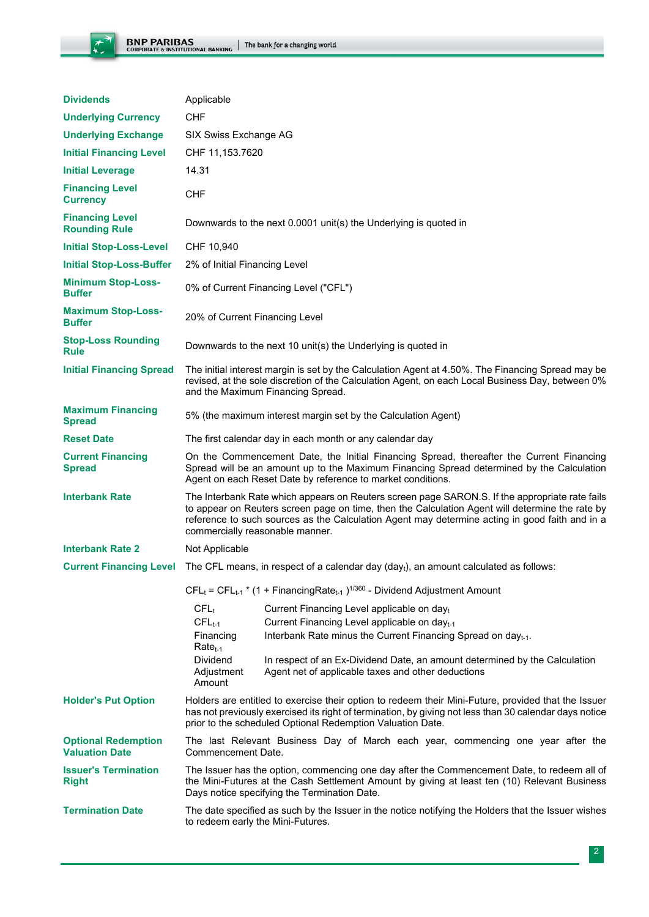| | |
|---|---|
| **Dividends** | Applicable |
| **Underlying Currency** | CHF |
| **Underlying Exchange** | SIX Swiss Exchange AG |
| **Initial Financing Level** | CHF 11,153.7620 |
| **Initial Leverage** | 14.31 |
| **Financing Level Currency** | CHF |
| **Financing Level Rounding Rule** | Downwards to the next 0.0001 unit(s) the Underlying is quoted in |
| **Initial Stop-Loss-Level** | CHF 10,940 |
| **Initial Stop-Loss-Buffer** | 2% of Initial Financing Level |
| **Minimum Stop-Loss-Buffer** | 0% of Current Financing Level ("CFL") |
| **Maximum Stop-Loss-Buffer** | 20% of Current Financing Level |
| **Stop-Loss Rounding Rule** | Downwards to the next 10 unit(s) the Underlying is quoted in |
| **Initial Financing Spread** | The initial interest margin is set by the Calculation Agent at 4.50%. The Financing Spread may be revised, at the sole discretion of the Calculation Agent, on each Local Business Day, between 0% and the Maximum Financing Spread. |
| **Maximum Financing Spread** | 5% (the maximum interest margin set by the Calculation Agent) |
| **Reset Date** | The first calendar day in each month or any calendar day |
| **Current Financing Spread** | On the Commencement Date, the Initial Financing Spread, thereafter the Current Financing Spread will be an amount up to the Maximum Financing Spread determined by the Calculation Agent on each Reset Date by reference to market conditions. |
| **Interbank Rate** | The Interbank Rate which appears on Reuters screen page SARON.S. If the appropriate rate fails to appear on Reuters screen page on time, then the Calculation Agent will determine the rate by reference to such sources as the Calculation Agent may determine acting in good faith and in a commercially reasonable manner. |
| **Interbank Rate 2** | Not Applicable |
| **Current Financing Level** | The CFL means, in respect of a calendar day ($day_t$), an amount calculated as follows: |

$$CFL_t = CFL_{t-1} * (1 + FinancingRate_{t-1})^{1/360} - \text{Dividend Adjustment Amount}$$

| | |
|---|---|
| $CFL_t$ | Current Financing Level applicable on $day_t$ |
| $CFL_{t-1}$ | Current Financing Level applicable on $day_{t-1}$ |
| Financing $Rate_{t-1}$ | Interbank Rate minus the Current Financing Spread on $day_{t-1}$. |
| Dividend Adjustment Amount | In respect of an Ex-Dividend Date, an amount determined by the Calculation Agent net of applicable taxes and other deductions |

| | |
|---|---|
| **Holder's Put Option** | Holders are entitled to exercise their option to redeem their Mini-Future, provided that the Issuer has not previously exercised its right of termination, by giving not less than 30 calendar days notice prior to the scheduled Optional Redemption Valuation Date. |
| **Optional Redemption Valuation Date** | The last Relevant Business Day of March each year, commencing one year after the Commencement Date. |
| **Issuer's Termination Right** | The Issuer has the option, commencing one day after the Commencement Date, to redeem all of the Mini-Futures at the Cash Settlement Amount by giving at least ten (10) Relevant Business Days notice specifying the Termination Date. |
| **Termination Date** | The date specified as such by the Issuer in the notice notifying the Holders that the Issuer wishes to redeem early the Mini-Futures. |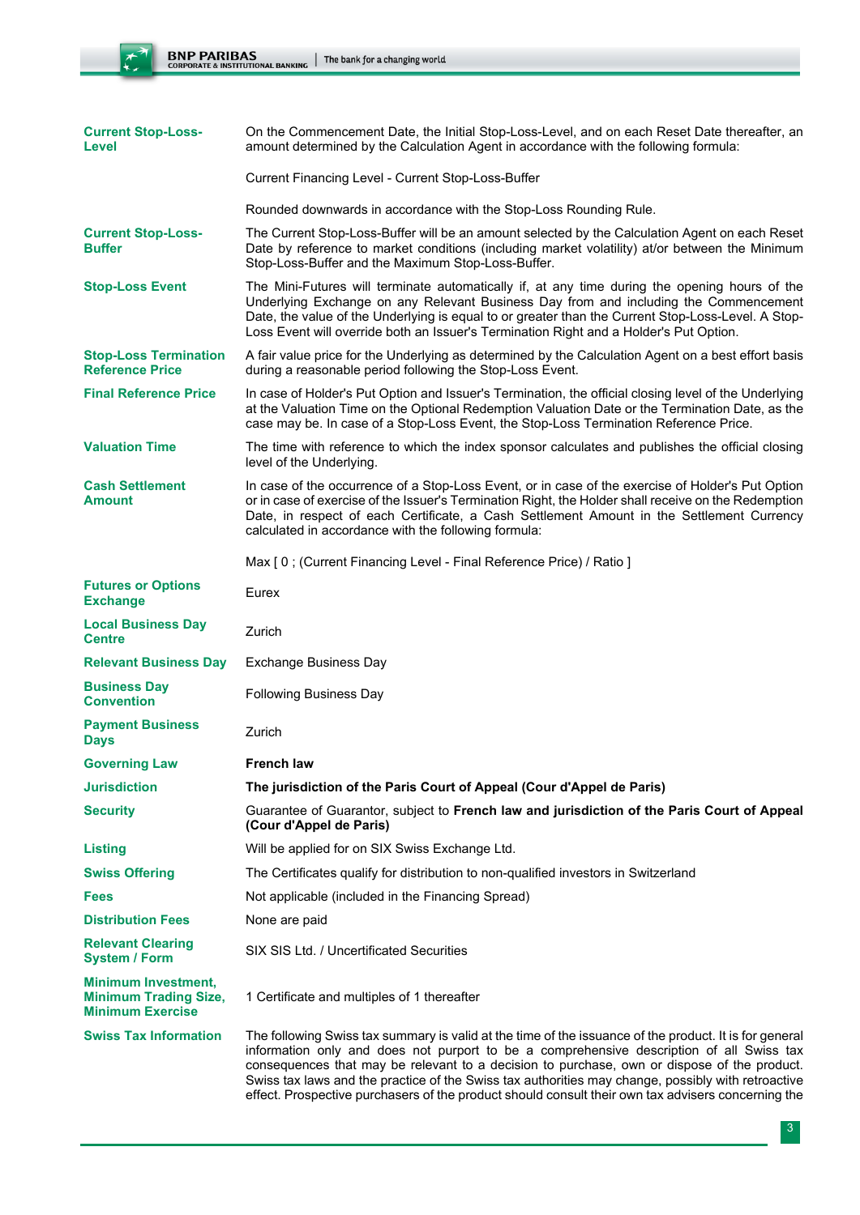| | |
|---|---|
| **Current Stop-Loss-Level** | On the Commencement Date, the Initial Stop-Loss-Level, and on each Reset Date thereafter, an amount determined by the Calculation Agent in accordance with the following formula:<br><br>Current Financing Level - Current Stop-Loss-Buffer<br><br>Rounded downwards in accordance with the Stop-Loss Rounding Rule. |
| **Current Stop-Loss-Buffer** | The Current Stop-Loss-Buffer will be an amount selected by the Calculation Agent on each Reset Date by reference to market conditions (including market volatility) at/or between the Minimum Stop-Loss-Buffer and the Maximum Stop-Loss-Buffer. |
| **Stop-Loss Event** | The Mini-Futures will terminate automatically if, at any time during the opening hours of the Underlying Exchange on any Relevant Business Day from and including the Commencement Date, the value of the Underlying is equal to or greater than the Current Stop-Loss-Level. A Stop-Loss Event will override both an Issuer's Termination Right and a Holder's Put Option. |
| **Stop-Loss Termination Reference Price** | A fair value price for the Underlying as determined by the Calculation Agent on a best effort basis during a reasonable period following the Stop-Loss Event. |
| **Final Reference Price** | In case of Holder's Put Option and Issuer's Termination, the official closing level of the Underlying at the Valuation Time on the Optional Redemption Valuation Date or the Termination Date, as the case may be. In case of a Stop-Loss Event, the Stop-Loss Termination Reference Price. |
| **Valuation Time** | The time with reference to which the index sponsor calculates and publishes the official closing level of the Underlying. |
| **Cash Settlement Amount** | In case of the occurrence of a Stop-Loss Event, or in case of the exercise of Holder's Put Option or in case of exercise of the Issuer's Termination Right, the Holder shall receive on the Redemption Date, in respect of each Certificate, a Cash Settlement Amount in the Settlement Currency calculated in accordance with the following formula:<br><br>Max [ 0 ; (Current Financing Level - Final Reference Price) / Ratio ] |
| **Futures or Options Exchange** | Eurex |
| **Local Business Day Centre** | Zurich |
| **Relevant Business Day** | Exchange Business Day |
| **Business Day Convention** | Following Business Day |
| **Payment Business Days** | Zurich |
| **Governing Law** | **French law** |
| **Jurisdiction** | **The jurisdiction of the Paris Court of Appeal (Cour d'Appel de Paris)** |
| **Security** | Guarantee of Guarantor, subject to **French law and jurisdiction of the Paris Court of Appeal (Cour d'Appel de Paris)** |
| **Listing** | Will be applied for on SIX Swiss Exchange Ltd. |
| **Swiss Offering** | The Certificates qualify for distribution to non-qualified investors in Switzerland |
| **Fees** | Not applicable (included in the Financing Spread) |
| **Distribution Fees** | None are paid |
| **Relevant Clearing System / Form** | SIX SIS Ltd. / Uncertificated Securities |
| **Minimum Investment, Minimum Trading Size, Minimum Exercise** | 1 Certificate and multiples of 1 thereafter |
| **Swiss Tax Information** | The following Swiss tax summary is valid at the time of the issuance of the product. It is for general information only and does not purport to be a comprehensive description of all Swiss tax consequences that may be relevant to a decision to purchase, own or dispose of the product. Swiss tax laws and the practice of the Swiss tax authorities may change, possibly with retroactive effect. Prospective purchasers of the product should consult their own tax advisers concerning the |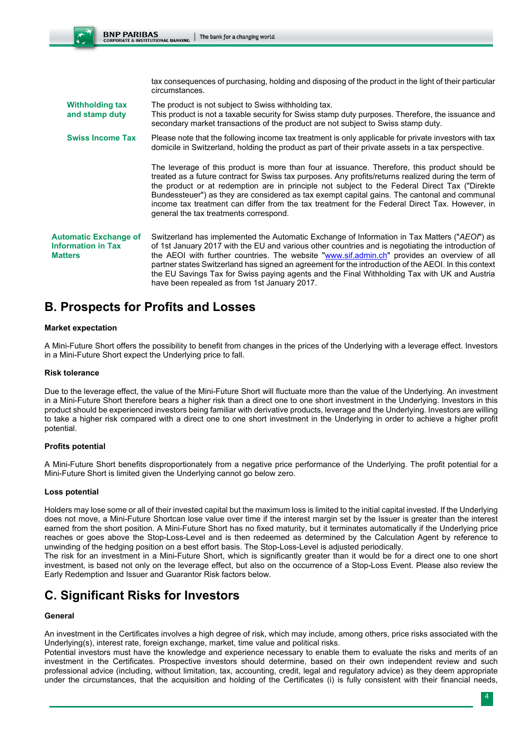tax consequences of purchasing, holding and disposing of the product in the light of their particular circumstances.

| | |
|---|---|
| **Withholding tax and stamp duty** | The product is not subject to Swiss withholding tax.<br>This product is not a taxable security for Swiss stamp duty purposes. Therefore, the issuance and secondary market transactions of the product are not subject to Swiss stamp duty. |
| **Swiss Income Tax** | Please note that the following income tax treatment is only applicable for private investors with tax domicile in Switzerland, holding the product as part of their private assets in a tax perspective.<br><br>The leverage of this product is more than four at issuance. Therefore, this product should be treated as a future contract for Swiss tax purposes. Any profits/returns realized during the term of the product or at redemption are in principle not subject to the Federal Direct Tax ("Direkte Bundessteuer") as they are considered as tax exempt capital gains. The cantonal and communal income tax treatment can differ from the tax treatment for the Federal Direct Tax. However, in general the tax treatments correspond. |
| **Automatic Exchange of Information in Tax Matters** | Switzerland has implemented the Automatic Exchange of Information in Tax Matters ("*AEOI*") as of 1st January 2017 with the EU and various other countries and is negotiating the introduction of the AEOI with further countries. The website "www.sif.admin.ch" provides an overview of all partner states Switzerland has signed an agreement for the introduction of the AEOI. In this context the EU Savings Tax for Swiss paying agents and the Final Withholding Tax with UK and Austria have been repealed as from 1st January 2017. |

## B. Prospects for Profits and Losses

**Market expectation**

A Mini-Future Short offers the possibility to benefit from changes in the prices of the Underlying with a leverage effect. Investors in a Mini-Future Short expect the Underlying price to fall.

**Risk tolerance**

Due to the leverage effect, the value of the Mini-Future Short will fluctuate more than the value of the Underlying. An investment in a Mini-Future Short therefore bears a higher risk than a direct one to one short investment in the Underlying. Investors in this product should be experienced investors being familiar with derivative products, leverage and the Underlying. Investors are willing to take a higher risk compared with a direct one to one short investment in the Underlying in order to achieve a higher profit potential.

**Profits potential**

A Mini-Future Short benefits disproportionately from a negative price performance of the Underlying. The profit potential for a Mini-Future Short is limited given the Underlying cannot go below zero.

**Loss potential**

Holders may lose some or all of their invested capital but the maximum loss is limited to the initial capital invested. If the Underlying does not move, a Mini-Future Shortcan lose value over time if the interest margin set by the Issuer is greater than the interest earned from the short position. A Mini-Future Short has no fixed maturity, but it terminates automatically if the Underlying price reaches or goes above the Stop-Loss-Level and is then redeemed as determined by the Calculation Agent by reference to unwinding of the hedging position on a best effort basis. The Stop-Loss-Level is adjusted periodically.
The risk for an investment in a Mini-Future Short, which is significantly greater than it would be for a direct one to one short investment, is based not only on the leverage effect, but also on the occurrence of a Stop-Loss Event. Please also review the Early Redemption and Issuer and Guarantor Risk factors below.

## C. Significant Risks for Investors

**General**

An investment in the Certificates involves a high degree of risk, which may include, among others, price risks associated with the Underlying(s), interest rate, foreign exchange, market, time value and political risks.
Potential investors must have the knowledge and experience necessary to enable them to evaluate the risks and merits of an investment in the Certificates. Prospective investors should determine, based on their own independent review and such professional advice (including, without limitation, tax, accounting, credit, legal and regulatory advice) as they deem appropriate under the circumstances, that the acquisition and holding of the Certificates (i) is fully consistent with their financial needs,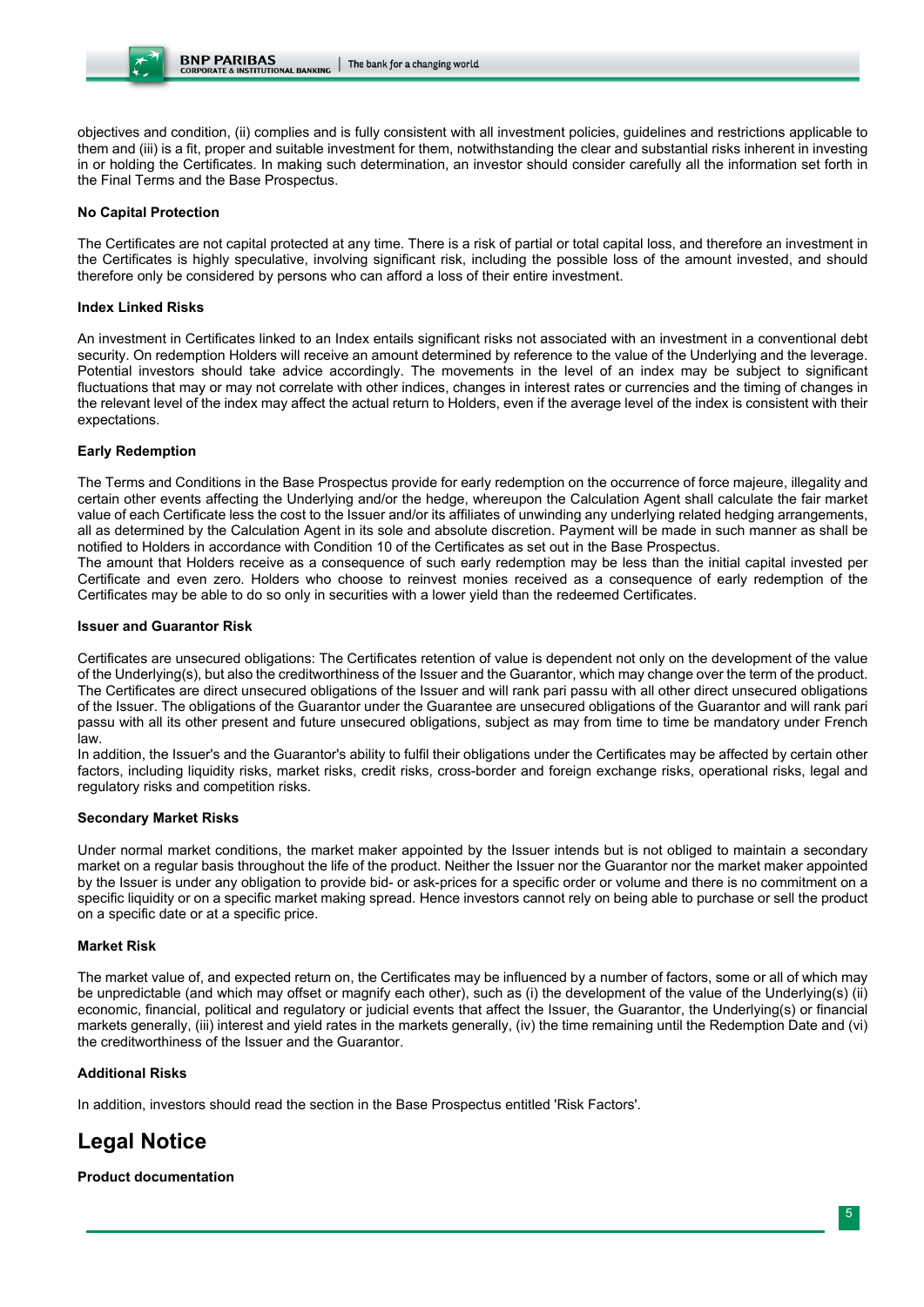objectives and condition, (ii) complies and is fully consistent with all investment policies, guidelines and restrictions applicable to them and (iii) is a fit, proper and suitable investment for them, notwithstanding the clear and substantial risks inherent in investing in or holding the Certificates. In making such determination, an investor should consider carefully all the information set forth in the Final Terms and the Base Prospectus.

**No Capital Protection**

The Certificates are not capital protected at any time. There is a risk of partial or total capital loss, and therefore an investment in the Certificates is highly speculative, involving significant risk, including the possible loss of the amount invested, and should therefore only be considered by persons who can afford a loss of their entire investment.

**Index Linked Risks**

An investment in Certificates linked to an Index entails significant risks not associated with an investment in a conventional debt security. On redemption Holders will receive an amount determined by reference to the value of the Underlying and the leverage. Potential investors should take advice accordingly. The movements in the level of an index may be subject to significant fluctuations that may or may not correlate with other indices, changes in interest rates or currencies and the timing of changes in the relevant level of the index may affect the actual return to Holders, even if the average level of the index is consistent with their expectations.

**Early Redemption**

The Terms and Conditions in the Base Prospectus provide for early redemption on the occurrence of force majeure, illegality and certain other events affecting the Underlying and/or the hedge, whereupon the Calculation Agent shall calculate the fair market value of each Certificate less the cost to the Issuer and/or its affiliates of unwinding any underlying related hedging arrangements, all as determined by the Calculation Agent in its sole and absolute discretion. Payment will be made in such manner as shall be notified to Holders in accordance with Condition 10 of the Certificates as set out in the Base Prospectus.
The amount that Holders receive as a consequence of such early redemption may be less than the initial capital invested per Certificate and even zero. Holders who choose to reinvest monies received as a consequence of early redemption of the Certificates may be able to do so only in securities with a lower yield than the redeemed Certificates.

**Issuer and Guarantor Risk**

Certificates are unsecured obligations: The Certificates retention of value is dependent not only on the development of the value of the Underlying(s), but also the creditworthiness of the Issuer and the Guarantor, which may change over the term of the product. The Certificates are direct unsecured obligations of the Issuer and will rank pari passu with all other direct unsecured obligations of the Issuer. The obligations of the Guarantor under the Guarantee are unsecured obligations of the Guarantor and will rank pari passu with all its other present and future unsecured obligations, subject as may from time to time be mandatory under French law.
In addition, the Issuer's and the Guarantor's ability to fulfil their obligations under the Certificates may be affected by certain other factors, including liquidity risks, market risks, credit risks, cross-border and foreign exchange risks, operational risks, legal and regulatory risks and competition risks.

**Secondary Market Risks**

Under normal market conditions, the market maker appointed by the Issuer intends but is not obliged to maintain a secondary market on a regular basis throughout the life of the product. Neither the Issuer nor the Guarantor nor the market maker appointed by the Issuer is under any obligation to provide bid- or ask-prices for a specific order or volume and there is no commitment on a specific liquidity or on a specific market making spread. Hence investors cannot rely on being able to purchase or sell the product on a specific date or at a specific price.

**Market Risk**

The market value of, and expected return on, the Certificates may be influenced by a number of factors, some or all of which may be unpredictable (and which may offset or magnify each other), such as (i) the development of the value of the Underlying(s) (ii) economic, financial, political and regulatory or judicial events that affect the Issuer, the Guarantor, the Underlying(s) or financial markets generally, (iii) interest and yield rates in the markets generally, (iv) the time remaining until the Redemption Date and (vi) the creditworthiness of the Issuer and the Guarantor.

**Additional Risks**

In addition, investors should read the section in the Base Prospectus entitled 'Risk Factors'.

# Legal Notice

**Product documentation**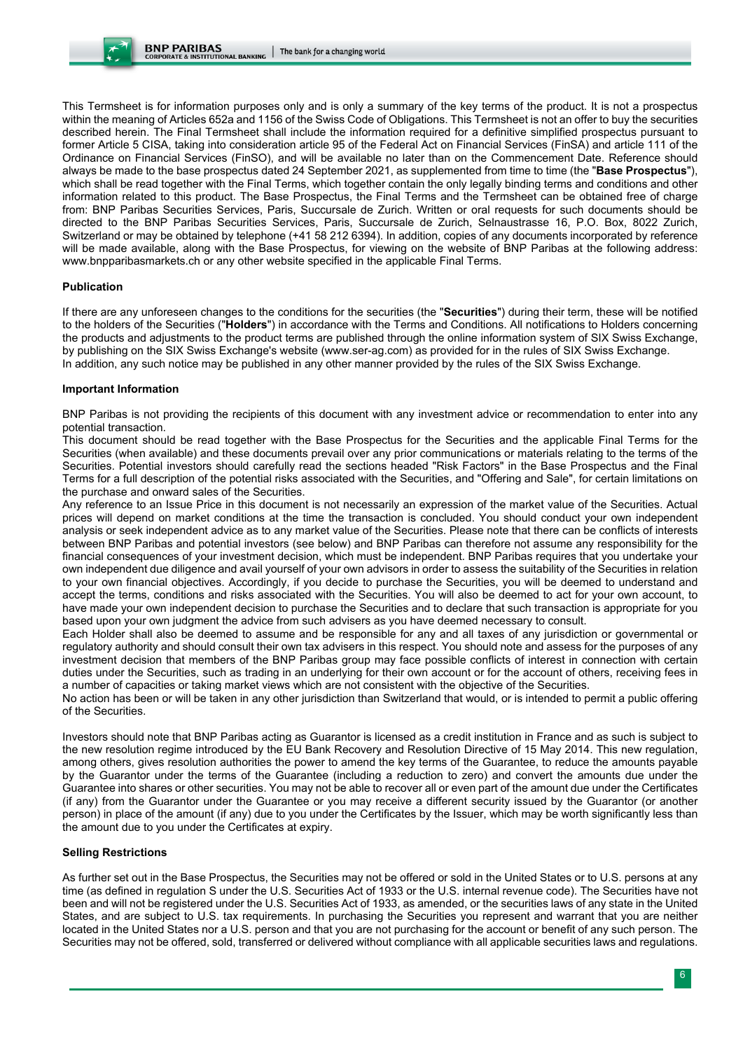This Termsheet is for information purposes only and is only a summary of the key terms of the product. It is not a prospectus within the meaning of Articles 652a and 1156 of the Swiss Code of Obligations. This Termsheet is not an offer to buy the securities described herein. The Final Termsheet shall include the information required for a definitive simplified prospectus pursuant to former Article 5 CISA, taking into consideration article 95 of the Federal Act on Financial Services (FinSA) and article 111 of the Ordinance on Financial Services (FinSO), and will be available no later than on the Commencement Date. Reference should always be made to the base prospectus dated 24 September 2021, as supplemented from time to time (the "**Base Prospectus**"), which shall be read together with the Final Terms, which together contain the only legally binding terms and conditions and other information related to this product. The Base Prospectus, the Final Terms and the Termsheet can be obtained free of charge from: BNP Paribas Securities Services, Paris, Succursale de Zurich. Written or oral requests for such documents should be directed to the BNP Paribas Securities Services, Paris, Succursale de Zurich, Selnaustrasse 16, P.O. Box, 8022 Zurich, Switzerland or may be obtained by telephone (+41 58 212 6394). In addition, copies of any documents incorporated by reference will be made available, along with the Base Prospectus, for viewing on the website of BNP Paribas at the following address: www.bnpparibasmarkets.ch or any other website specified in the applicable Final Terms.

**Publication**

If there are any unforeseen changes to the conditions for the securities (the "**Securities**") during their term, these will be notified to the holders of the Securities ("**Holders**") in accordance with the Terms and Conditions. All notifications to Holders concerning the products and adjustments to the product terms are published through the online information system of SIX Swiss Exchange, by publishing on the SIX Swiss Exchange's website (www.ser-ag.com) as provided for in the rules of SIX Swiss Exchange. In addition, any such notice may be published in any other manner provided by the rules of the SIX Swiss Exchange.

**Important Information**

BNP Paribas is not providing the recipients of this document with any investment advice or recommendation to enter into any potential transaction.
This document should be read together with the Base Prospectus for the Securities and the applicable Final Terms for the Securities (when available) and these documents prevail over any prior communications or materials relating to the terms of the Securities. Potential investors should carefully read the sections headed "Risk Factors" in the Base Prospectus and the Final Terms for a full description of the potential risks associated with the Securities, and "Offering and Sale", for certain limitations on the purchase and onward sales of the Securities.
Any reference to an Issue Price in this document is not necessarily an expression of the market value of the Securities. Actual prices will depend on market conditions at the time the transaction is concluded. You should conduct your own independent analysis or seek independent advice as to any market value of the Securities. Please note that there can be conflicts of interests between BNP Paribas and potential investors (see below) and BNP Paribas can therefore not assume any responsibility for the financial consequences of your investment decision, which must be independent. BNP Paribas requires that you undertake your own independent due diligence and avail yourself of your own advisors in order to assess the suitability of the Securities in relation to your own financial objectives. Accordingly, if you decide to purchase the Securities, you will be deemed to understand and accept the terms, conditions and risks associated with the Securities. You will also be deemed to act for your own account, to have made your own independent decision to purchase the Securities and to declare that such transaction is appropriate for you based upon your own judgment the advice from such advisers as you have deemed necessary to consult.
Each Holder shall also be deemed to assume and be responsible for any and all taxes of any jurisdiction or governmental or regulatory authority and should consult their own tax advisers in this respect. You should note and assess for the purposes of any investment decision that members of the BNP Paribas group may face possible conflicts of interest in connection with certain duties under the Securities, such as trading in an underlying for their own account or for the account of others, receiving fees in a number of capacities or taking market views which are not consistent with the objective of the Securities.
No action has been or will be taken in any other jurisdiction than Switzerland that would, or is intended to permit a public offering of the Securities.

Investors should note that BNP Paribas acting as Guarantor is licensed as a credit institution in France and as such is subject to the new resolution regime introduced by the EU Bank Recovery and Resolution Directive of 15 May 2014. This new regulation, among others, gives resolution authorities the power to amend the key terms of the Guarantee, to reduce the amounts payable by the Guarantor under the terms of the Guarantee (including a reduction to zero) and convert the amounts due under the Guarantee into shares or other securities. You may not be able to recover all or even part of the amount due under the Certificates (if any) from the Guarantor under the Guarantee or you may receive a different security issued by the Guarantor (or another person) in place of the amount (if any) due to you under the Certificates by the Issuer, which may be worth significantly less than the amount due to you under the Certificates at expiry.

**Selling Restrictions**

As further set out in the Base Prospectus, the Securities may not be offered or sold in the United States or to U.S. persons at any time (as defined in regulation S under the U.S. Securities Act of 1933 or the U.S. internal revenue code). The Securities have not been and will not be registered under the U.S. Securities Act of 1933, as amended, or the securities laws of any state in the United States, and are subject to U.S. tax requirements. In purchasing the Securities you represent and warrant that you are neither located in the United States nor a U.S. person and that you are not purchasing for the account or benefit of any such person. The Securities may not be offered, sold, transferred or delivered without compliance with all applicable securities laws and regulations.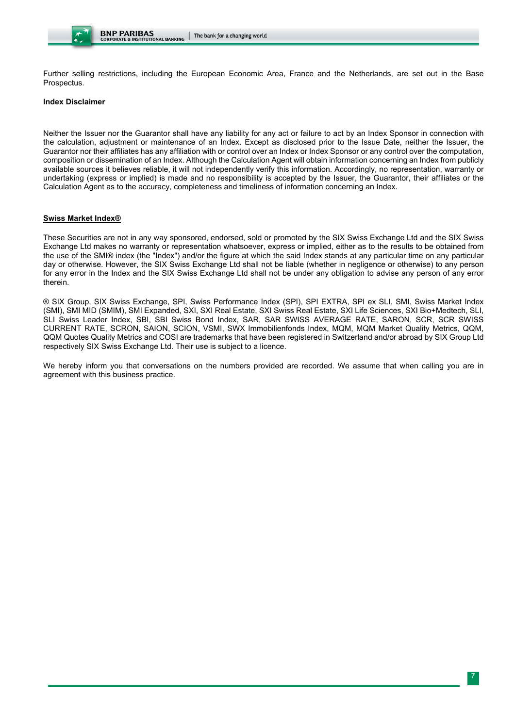Further selling restrictions, including the European Economic Area, France and the Netherlands, are set out in the Base Prospectus.

**Index Disclaimer**

Neither the Issuer nor the Guarantor shall have any liability for any act or failure to act by an Index Sponsor in connection with the calculation, adjustment or maintenance of an Index. Except as disclosed prior to the Issue Date, neither the Issuer, the Guarantor nor their affiliates has any affiliation with or control over an Index or Index Sponsor or any control over the computation, composition or dissemination of an Index. Although the Calculation Agent will obtain information concerning an Index from publicly available sources it believes reliable, it will not independently verify this information. Accordingly, no representation, warranty or undertaking (express or implied) is made and no responsibility is accepted by the Issuer, the Guarantor, their affiliates or the Calculation Agent as to the accuracy, completeness and timeliness of information concerning an Index.

**Swiss Market Index®**

These Securities are not in any way sponsored, endorsed, sold or promoted by the SIX Swiss Exchange Ltd and the SIX Swiss Exchange Ltd makes no warranty or representation whatsoever, express or implied, either as to the results to be obtained from the use of the SMI® index (the "Index") and/or the figure at which the said Index stands at any particular time on any particular day or otherwise. However, the SIX Swiss Exchange Ltd shall not be liable (whether in negligence or otherwise) to any person for any error in the Index and the SIX Swiss Exchange Ltd shall not be under any obligation to advise any person of any error therein.

® SIX Group, SIX Swiss Exchange, SPI, Swiss Performance Index (SPI), SPI EXTRA, SPI ex SLI, SMI, Swiss Market Index (SMI), SMI MID (SMIM), SMI Expanded, SXI, SXI Real Estate, SXI Swiss Real Estate, SXI Life Sciences, SXI Bio+Medtech, SLI, SLI Swiss Leader Index, SBI, SBI Swiss Bond Index, SAR, SAR SWISS AVERAGE RATE, SARON, SCR, SCR SWISS CURRENT RATE, SCRON, SAION, SCION, VSMI, SWX Immobilienfonds Index, MQM, MQM Market Quality Metrics, QQM, QQM Quotes Quality Metrics and COSI are trademarks that have been registered in Switzerland and/or abroad by SIX Group Ltd respectively SIX Swiss Exchange Ltd. Their use is subject to a licence.

We hereby inform you that conversations on the numbers provided are recorded. We assume that when calling you are in agreement with this business practice.